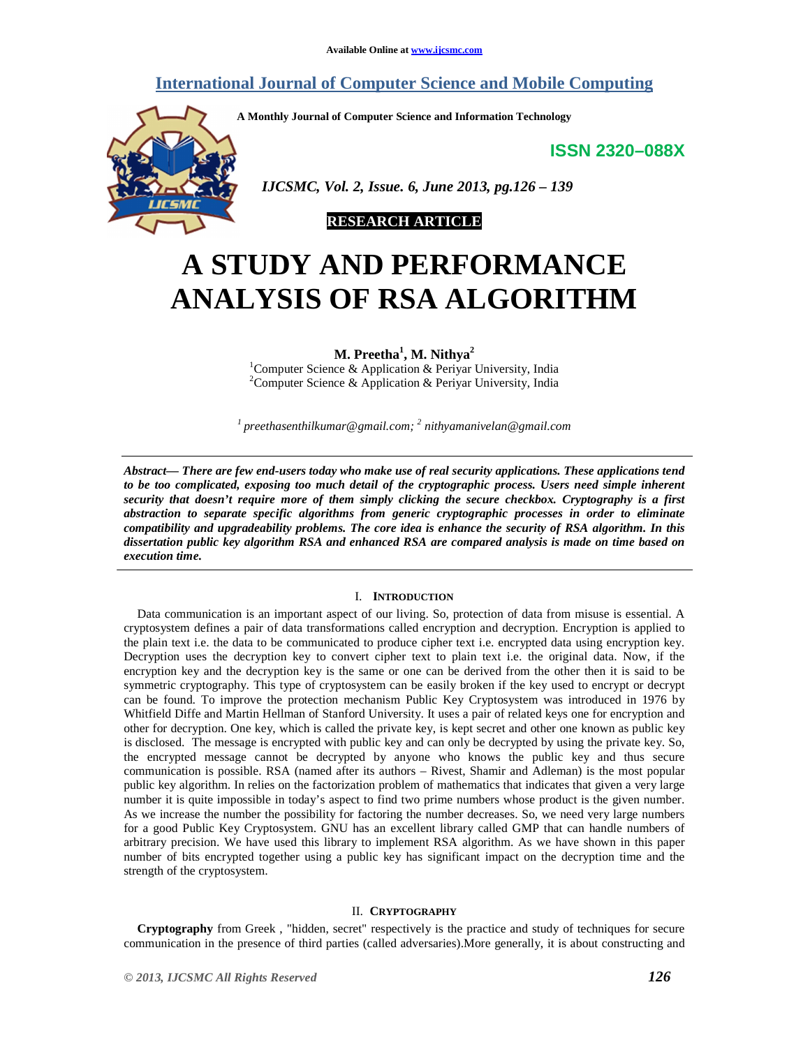Available Online at www.ijcsmc.com

# International Journal of Computer Science and Mobile Computing

A Monthly Journal of Computer Science and Information Technology

ISSN 2320–088X

*IJCSMC, Vol. 2, Issue. 6, June 2013, pg.126 – 139*

**RESEARCH ARTICLE**

# A STUDY AND PERFORMANCE ANALYSIS OF RSA ALGORITHM

**M. Preetha[1], M. Nithya[2]**

[1]Computer Science & Application & Periyar University, India
[2]Computer Science & Application & Periyar University, India

*[1] preethasenthilkumar@gmail.com; [2] nithyamanivelan@gmail.com*

***Abstract— There are few end-users today who make use of real security applications. These applications tend to be too complicated, exposing too much detail of the cryptographic process. Users need simple inherent security that doesn't require more of them simply clicking the secure checkbox. Cryptography is a first abstraction to separate specific algorithms from generic cryptographic processes in order to eliminate compatibility and upgradeability problems. The core idea is enhance the security of RSA algorithm. In this dissertation public key algorithm RSA and enhanced RSA are compared analysis is made on time based on execution time.***

## I. INTRODUCTION

Data communication is an important aspect of our living. So, protection of data from misuse is essential. A cryptosystem defines a pair of data transformations called encryption and decryption. Encryption is applied to the plain text i.e. the data to be communicated to produce cipher text i.e. encrypted data using encryption key. Decryption uses the decryption key to convert cipher text to plain text i.e. the original data. Now, if the encryption key and the decryption key is the same or one can be derived from the other then it is said to be symmetric cryptography. This type of cryptosystem can be easily broken if the key used to encrypt or decrypt can be found. To improve the protection mechanism Public Key Cryptosystem was introduced in 1976 by Whitfield Diffe and Martin Hellman of Stanford University. It uses a pair of related keys one for encryption and other for decryption. One key, which is called the private key, is kept secret and other one known as public key is disclosed. The message is encrypted with public key and can only be decrypted by using the private key. So, the encrypted message cannot be decrypted by anyone who knows the public key and thus secure communication is possible. RSA (named after its authors – Rivest, Shamir and Adleman) is the most popular public key algorithm. In relies on the factorization problem of mathematics that indicates that given a very large number it is quite impossible in today's aspect to find two prime numbers whose product is the given number. As we increase the number the possibility for factoring the number decreases. So, we need very large numbers for a good Public Key Cryptosystem. GNU has an excellent library called GMP that can handle numbers of arbitrary precision. We have used this library to implement RSA algorithm. As we have shown in this paper number of bits encrypted together using a public key has significant impact on the decryption time and the strength of the cryptosystem.

## II. CRYPTOGRAPHY

**Cryptography** from Greek , "hidden, secret" respectively is the practice and study of techniques for secure communication in the presence of third parties (called adversaries).More generally, it is about constructing and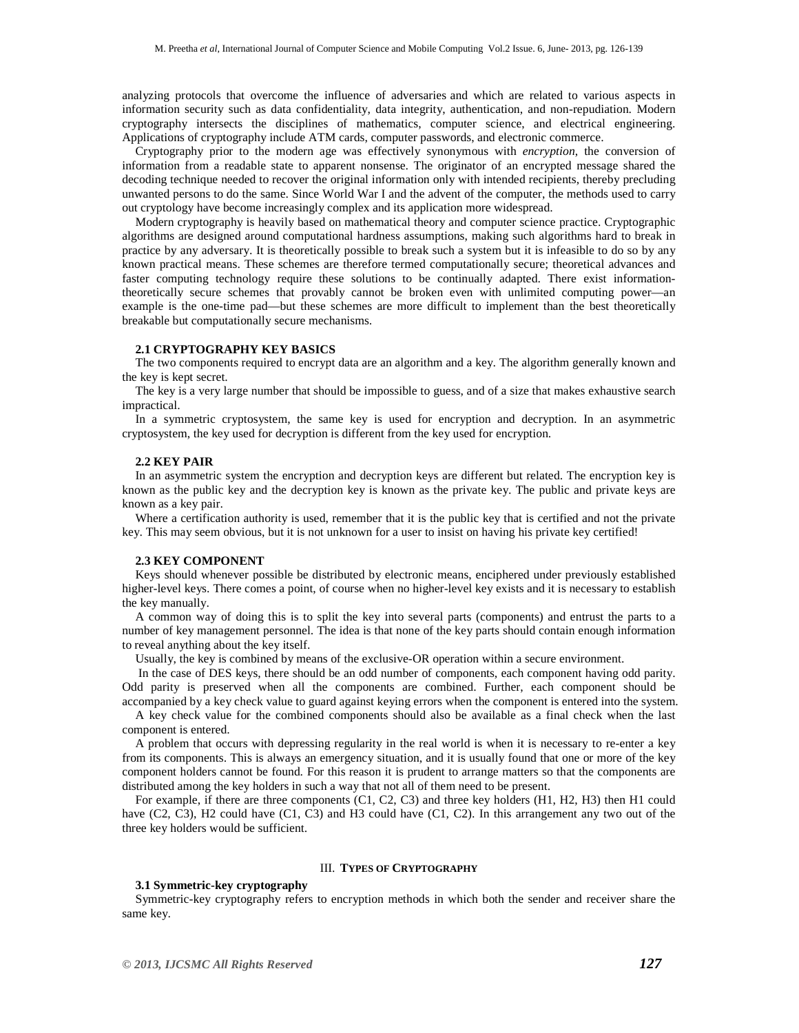analyzing protocols that overcome the influence of adversaries and which are related to various aspects in information security such as data confidentiality, data integrity, authentication, and non-repudiation. Modern cryptography intersects the disciplines of mathematics, computer science, and electrical engineering. Applications of cryptography include ATM cards, computer passwords, and electronic commerce.

Cryptography prior to the modern age was effectively synonymous with *encryption*, the conversion of information from a readable state to apparent nonsense. The originator of an encrypted message shared the decoding technique needed to recover the original information only with intended recipients, thereby precluding unwanted persons to do the same. Since World War I and the advent of the computer, the methods used to carry out cryptology have become increasingly complex and its application more widespread.

Modern cryptography is heavily based on mathematical theory and computer science practice. Cryptographic algorithms are designed around computational hardness assumptions, making such algorithms hard to break in practice by any adversary. It is theoretically possible to break such a system but it is infeasible to do so by any known practical means. These schemes are therefore termed computationally secure; theoretical advances and faster computing technology require these solutions to be continually adapted. There exist information-theoretically secure schemes that provably cannot be broken even with unlimited computing power—an example is the one-time pad—but these schemes are more difficult to implement than the best theoretically breakable but computationally secure mechanisms.

### 2.1 CRYPTOGRAPHY KEY BASICS

The two components required to encrypt data are an algorithm and a key. The algorithm generally known and the key is kept secret.

The key is a very large number that should be impossible to guess, and of a size that makes exhaustive search impractical.

In a symmetric cryptosystem, the same key is used for encryption and decryption. In an asymmetric cryptosystem, the key used for decryption is different from the key used for encryption.

### 2.2 KEY PAIR

In an asymmetric system the encryption and decryption keys are different but related. The encryption key is known as the public key and the decryption key is known as the private key. The public and private keys are known as a key pair.

Where a certification authority is used, remember that it is the public key that is certified and not the private key. This may seem obvious, but it is not unknown for a user to insist on having his private key certified!

### 2.3 KEY COMPONENT

Keys should whenever possible be distributed by electronic means, enciphered under previously established higher-level keys. There comes a point, of course when no higher-level key exists and it is necessary to establish the key manually.

A common way of doing this is to split the key into several parts (components) and entrust the parts to a number of key management personnel. The idea is that none of the key parts should contain enough information to reveal anything about the key itself.

Usually, the key is combined by means of the exclusive-OR operation within a secure environment.

In the case of DES keys, there should be an odd number of components, each component having odd parity. Odd parity is preserved when all the components are combined. Further, each component should be accompanied by a key check value to guard against keying errors when the component is entered into the system.

A key check value for the combined components should also be available as a final check when the last component is entered.

A problem that occurs with depressing regularity in the real world is when it is necessary to re-enter a key from its components. This is always an emergency situation, and it is usually found that one or more of the key component holders cannot be found. For this reason it is prudent to arrange matters so that the components are distributed among the key holders in such a way that not all of them need to be present.

For example, if there are three components (C1, C2, C3) and three key holders (H1, H2, H3) then H1 could have (C2, C3), H2 could have (C1, C3) and H3 could have (C1, C2). In this arrangement any two out of the three key holders would be sufficient.

## III. TYPES OF CRYPTOGRAPHY

### 3.1 Symmetric-key cryptography

Symmetric-key cryptography refers to encryption methods in which both the sender and receiver share the same key.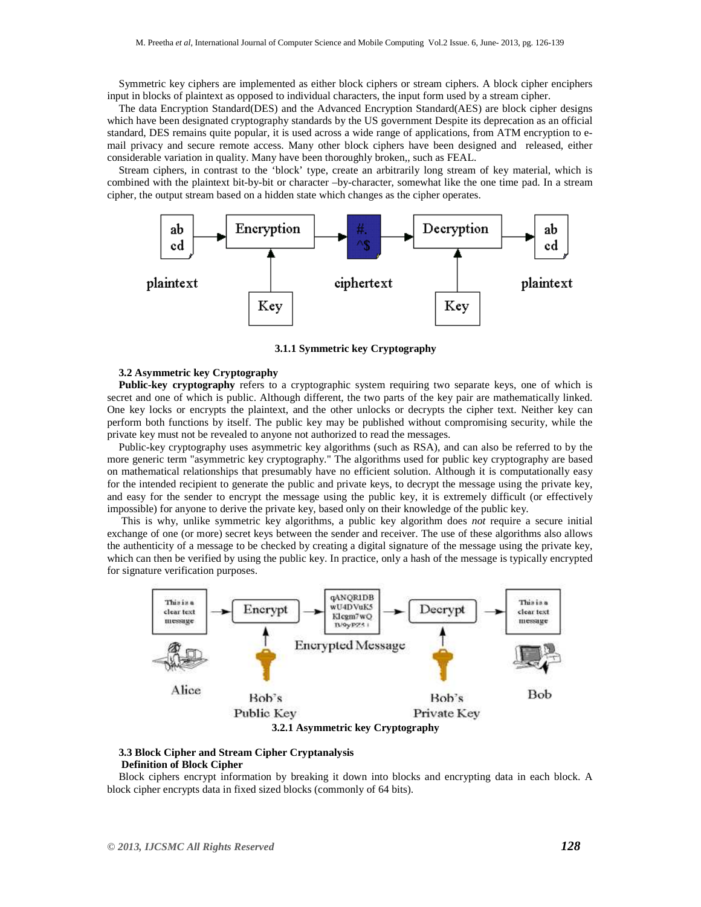Symmetric key ciphers are implemented as either block ciphers or stream ciphers. A block cipher enciphers input in blocks of plaintext as opposed to individual characters, the input form used by a stream cipher.

The data Encryption Standard(DES) and the Advanced Encryption Standard(AES) are block cipher designs which have been designated cryptography standards by the US government Despite its deprecation as an official standard, DES remains quite popular, it is used across a wide range of applications, from ATM encryption to e-mail privacy and secure remote access. Many other block ciphers have been designed and released, either considerable variation in quality. Many have been thoroughly broken,, such as FEAL.

Stream ciphers, in contrast to the 'block' type, create an arbitrarily long stream of key material, which is combined with the plaintext bit-by-bit or character –by-character, somewhat like the one time pad. In a stream cipher, the output stream based on a hidden state which changes as the cipher operates.

ab cd
plaintext
Encryption
Key
#. ^$
ciphertext
Decryption
Key
ab cd
plaintext

**3.1.1 Symmetric key Cryptography**

### 3.2 Asymmetric key Cryptography

**Public-key cryptography** refers to a cryptographic system requiring two separate keys, one of which is secret and one of which is public. Although different, the two parts of the key pair are mathematically linked. One key locks or encrypts the plaintext, and the other unlocks or decrypts the cipher text. Neither key can perform both functions by itself. The public key may be published without compromising security, while the private key must not be revealed to anyone not authorized to read the messages.

Public-key cryptography uses asymmetric key algorithms (such as RSA), and can also be referred to by the more generic term "asymmetric key cryptography." The algorithms used for public key cryptography are based on mathematical relationships that presumably have no efficient solution. Although it is computationally easy for the intended recipient to generate the public and private keys, to decrypt the message using the private key, and easy for the sender to encrypt the message using the public key, it is extremely difficult (or effectively impossible) for anyone to derive the private key, based only on their knowledge of the public key.

This is why, unlike symmetric key algorithms, a public key algorithm does *not* require a secure initial exchange of one (or more) secret keys between the sender and receiver. The use of these algorithms also allows the authenticity of a message to be checked by creating a digital signature of the message using the private key, which can then be verified by using the public key. In practice, only a hash of the message is typically encrypted for signature verification purposes.

This is a clear text message
Encrypt
qANQR1DB wU4DVuK5 Klcgm7wQ D/9yPZ5
Encrypted Message
Decrypt
This is a clear text message
Alice
Bob's Public Key
Bob's Private Key
Bob

**3.2.1 Asymmetric key Cryptography**

### 3.3 Block Cipher and Stream Cipher Cryptanalysis

**Definition of Block Cipher**

Block ciphers encrypt information by breaking it down into blocks and encrypting data in each block. A block cipher encrypts data in fixed sized blocks (commonly of 64 bits).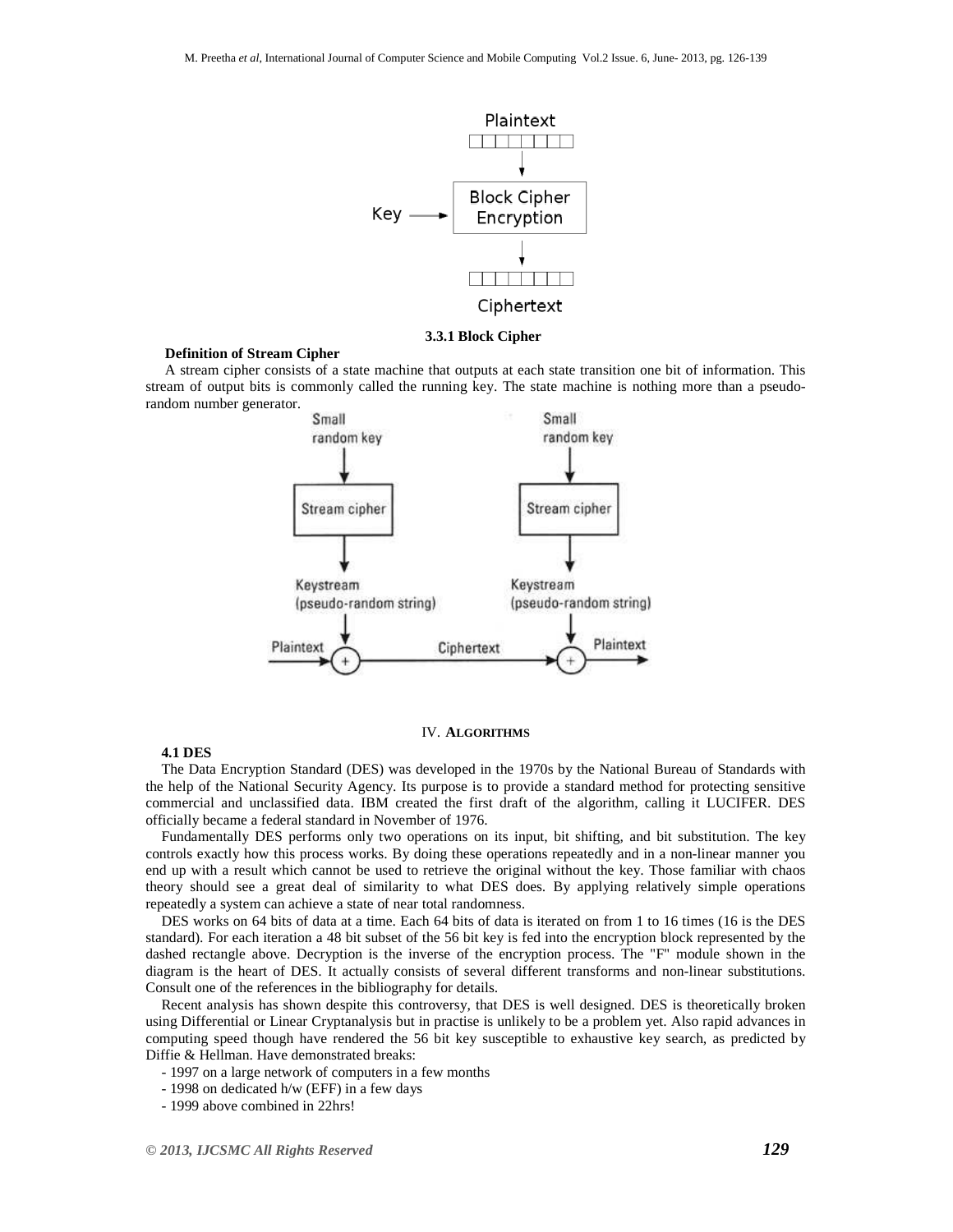**3.3.1 Block Cipher**

**Definition of Stream Cipher**

A stream cipher consists of a state machine that outputs at each state transition one bit of information. This stream of output bits is commonly called the running key. The state machine is nothing more than a pseudo-random number generator.

## IV. ALGORITHMS

### 4.1 DES

The Data Encryption Standard (DES) was developed in the 1970s by the National Bureau of Standards with the help of the National Security Agency. Its purpose is to provide a standard method for protecting sensitive commercial and unclassified data. IBM created the first draft of the algorithm, calling it LUCIFER. DES officially became a federal standard in November of 1976.

Fundamentally DES performs only two operations on its input, bit shifting, and bit substitution. The key controls exactly how this process works. By doing these operations repeatedly and in a non-linear manner you end up with a result which cannot be used to retrieve the original without the key. Those familiar with chaos theory should see a great deal of similarity to what DES does. By applying relatively simple operations repeatedly a system can achieve a state of near total randomness.

DES works on 64 bits of data at a time. Each 64 bits of data is iterated on from 1 to 16 times (16 is the DES standard). For each iteration a 48 bit subset of the 56 bit key is fed into the encryption block represented by the dashed rectangle above. Decryption is the inverse of the encryption process. The "F" module shown in the diagram is the heart of DES. It actually consists of several different transforms and non-linear substitutions. Consult one of the references in the bibliography for details.

Recent analysis has shown despite this controversy, that DES is well designed. DES is theoretically broken using Differential or Linear Cryptanalysis but in practise is unlikely to be a problem yet. Also rapid advances in computing speed though have rendered the 56 bit key susceptible to exhaustive key search, as predicted by Diffie & Hellman. Have demonstrated breaks:

- 1997 on a large network of computers in a few months
- 1998 on dedicated h/w (EFF) in a few days
- 1999 above combined in 22hrs!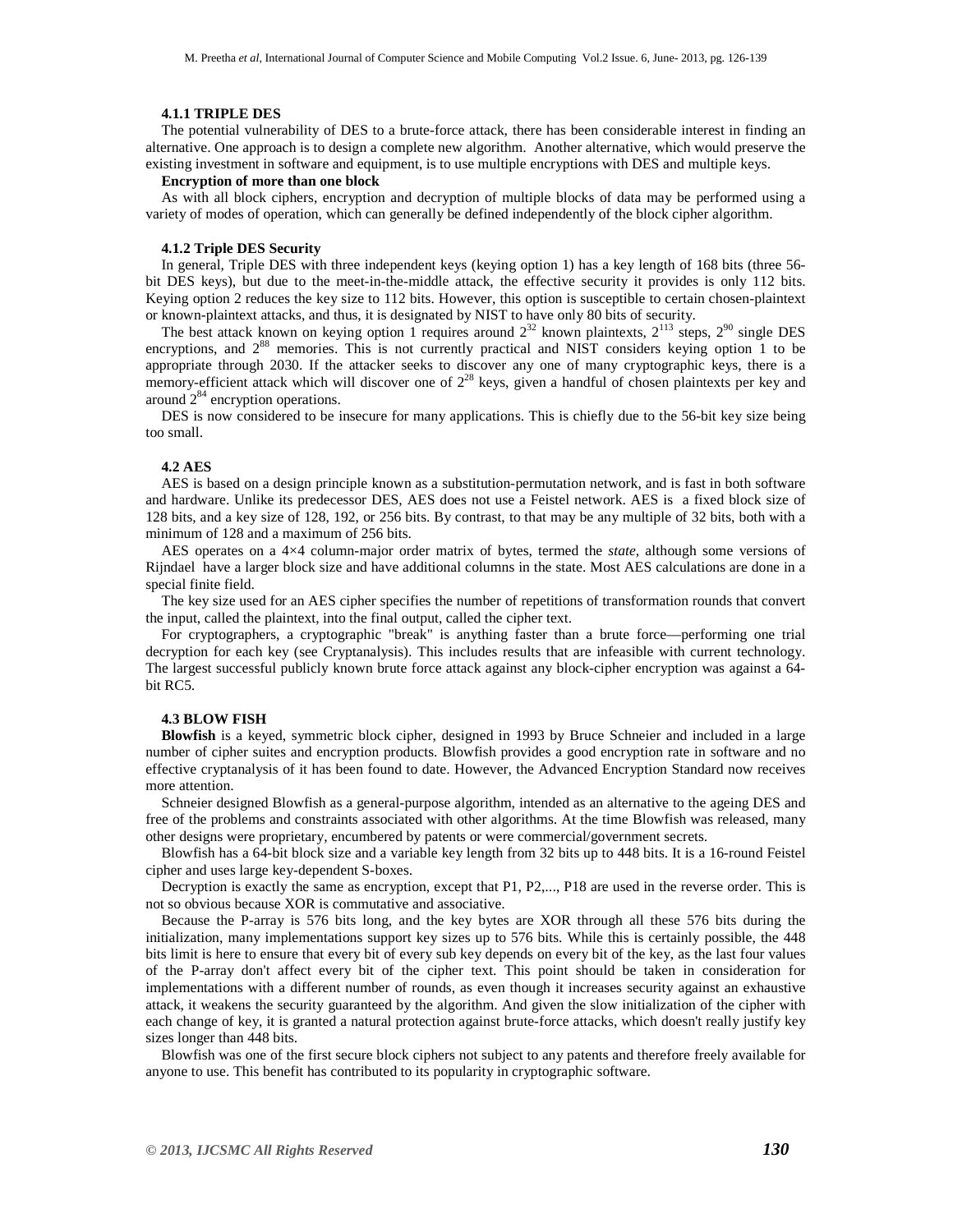#### 4.1.1 TRIPLE DES

The potential vulnerability of DES to a brute-force attack, there has been considerable interest in finding an alternative. One approach is to design a complete new algorithm. Another alternative, which would preserve the existing investment in software and equipment, is to use multiple encryptions with DES and multiple keys.

**Encryption of more than one block**

As with all block ciphers, encryption and decryption of multiple blocks of data may be performed using a variety of modes of operation, which can generally be defined independently of the block cipher algorithm.

#### 4.1.2 Triple DES Security

In general, Triple DES with three independent keys (keying option 1) has a key length of 168 bits (three 56-bit DES keys), but due to the meet-in-the-middle attack, the effective security it provides is only 112 bits. Keying option 2 reduces the key size to 112 bits. However, this option is susceptible to certain chosen-plaintext or known-plaintext attacks, and thus, it is designated by NIST to have only 80 bits of security.

The best attack known on keying option 1 requires around $2^{32}$ known plaintexts, $2^{113}$ steps, $2^{90}$ single DES encryptions, and $2^{88}$ memories. This is not currently practical and NIST considers keying option 1 to be appropriate through 2030. If the attacker seeks to discover any one of many cryptographic keys, there is a memory-efficient attack which will discover one of $2^{28}$ keys, given a handful of chosen plaintexts per key and around $2^{84}$ encryption operations.

DES is now considered to be insecure for many applications. This is chiefly due to the 56-bit key size being too small.

### 4.2 AES

AES is based on a design principle known as a substitution-permutation network, and is fast in both software and hardware. Unlike its predecessor DES, AES does not use a Feistel network. AES is a fixed block size of 128 bits, and a key size of 128, 192, or 256 bits. By contrast, to that may be any multiple of 32 bits, both with a minimum of 128 and a maximum of 256 bits.

AES operates on a 4×4 column-major order matrix of bytes, termed the *state,* although some versions of Rijndael have a larger block size and have additional columns in the state. Most AES calculations are done in a special finite field.

The key size used for an AES cipher specifies the number of repetitions of transformation rounds that convert the input, called the plaintext, into the final output, called the cipher text.

For cryptographers, a cryptographic "break" is anything faster than a brute force—performing one trial decryption for each key (see Cryptanalysis). This includes results that are infeasible with current technology. The largest successful publicly known brute force attack against any block-cipher encryption was against a 64-bit RC5.

### 4.3 BLOW FISH

**Blowfish** is a keyed, symmetric block cipher, designed in 1993 by Bruce Schneier and included in a large number of cipher suites and encryption products. Blowfish provides a good encryption rate in software and no effective cryptanalysis of it has been found to date. However, the Advanced Encryption Standard now receives more attention.

Schneier designed Blowfish as a general-purpose algorithm, intended as an alternative to the ageing DES and free of the problems and constraints associated with other algorithms. At the time Blowfish was released, many other designs were proprietary, encumbered by patents or were commercial/government secrets.

Blowfish has a 64-bit block size and a variable key length from 32 bits up to 448 bits. It is a 16-round Feistel cipher and uses large key-dependent S-boxes.

Decryption is exactly the same as encryption, except that P1, P2,..., P18 are used in the reverse order. This is not so obvious because XOR is commutative and associative.

Because the P-array is 576 bits long, and the key bytes are XOR through all these 576 bits during the initialization, many implementations support key sizes up to 576 bits. While this is certainly possible, the 448 bits limit is here to ensure that every bit of every sub key depends on every bit of the key, as the last four values of the P-array don't affect every bit of the cipher text. This point should be taken in consideration for implementations with a different number of rounds, as even though it increases security against an exhaustive attack, it weakens the security guaranteed by the algorithm. And given the slow initialization of the cipher with each change of key, it is granted a natural protection against brute-force attacks, which doesn't really justify key sizes longer than 448 bits.

Blowfish was one of the first secure block ciphers not subject to any patents and therefore freely available for anyone to use. This benefit has contributed to its popularity in cryptographic software.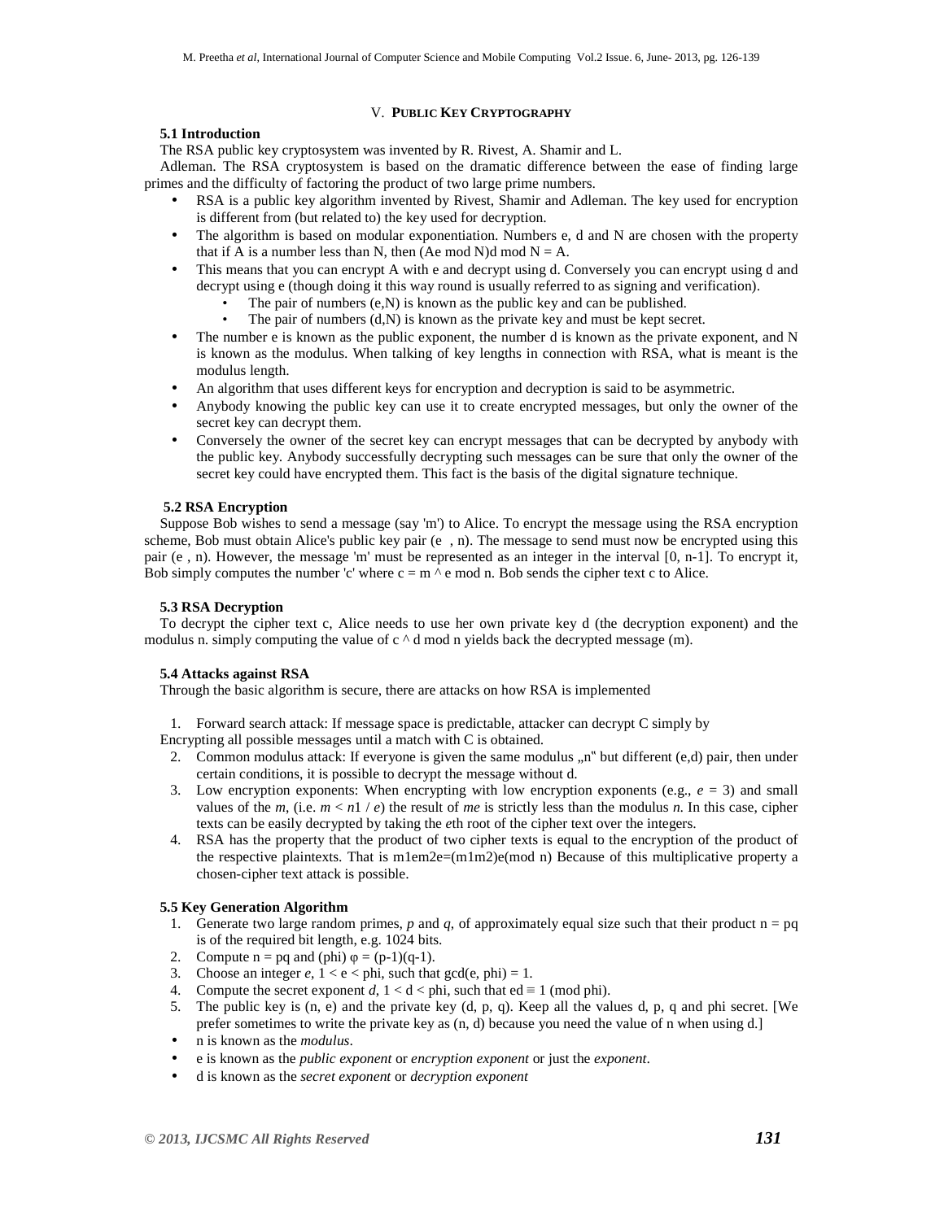## V. PUBLIC KEY CRYPTOGRAPHY

### 5.1 Introduction

The RSA public key cryptosystem was invented by R. Rivest, A. Shamir and L.

Adleman. The RSA cryptosystem is based on the dramatic difference between the ease of finding large primes and the difficulty of factoring the product of two large prime numbers.

- RSA is a public key algorithm invented by Rivest, Shamir and Adleman. The key used for encryption is different from (but related to) the key used for decryption.
- The algorithm is based on modular exponentiation. Numbers e, d and N are chosen with the property that if A is a number less than N, then $(A^e \bmod N)^d \bmod N = A$.
- This means that you can encrypt A with e and decrypt using d. Conversely you can encrypt using d and decrypt using e (though doing it this way round is usually referred to as signing and verification).
  - The pair of numbers (e,N) is known as the public key and can be published.
  - The pair of numbers (d,N) is known as the private key and must be kept secret.
- The number e is known as the public exponent, the number d is known as the private exponent, and N is known as the modulus. When talking of key lengths in connection with RSA, what is meant is the modulus length.
- An algorithm that uses different keys for encryption and decryption is said to be asymmetric.
- Anybody knowing the public key can use it to create encrypted messages, but only the owner of the secret key can decrypt them.
- Conversely the owner of the secret key can encrypt messages that can be decrypted by anybody with the public key. Anybody successfully decrypting such messages can be sure that only the owner of the secret key could have encrypted them. This fact is the basis of the digital signature technique.

### 5.2 RSA Encryption

Suppose Bob wishes to send a message (say 'm') to Alice. To encrypt the message using the RSA encryption scheme, Bob must obtain Alice's public key pair (e , n). The message to send must now be encrypted using this pair (e , n). However, the message 'm' must be represented as an integer in the interval [0, n-1]. To encrypt it, Bob simply computes the number 'c' where c = m ^ e mod n. Bob sends the cipher text c to Alice.

### 5.3 RSA Decryption

To decrypt the cipher text c, Alice needs to use her own private key d (the decryption exponent) and the modulus n. simply computing the value of c ^ d mod n yields back the decrypted message (m).

### 5.4 Attacks against RSA

Through the basic algorithm is secure, there are attacks on how RSA is implemented

1. Forward search attack: If message space is predictable, attacker can decrypt C simply by Encrypting all possible messages until a match with C is obtained.
2. Common modulus attack: If everyone is given the same modulus „n" but different (e,d) pair, then under certain conditions, it is possible to decrypt the message without d.
3. Low encryption exponents: When encrypting with low encryption exponents (e.g., $e = 3$) and small values of the $m$, (i.e. $m < n^{1/e}$) the result of $m^e$ is strictly less than the modulus $n$. In this case, cipher texts can be easily decrypted by taking the $e$th root of the cipher text over the integers.
4. RSA has the property that the product of two cipher texts is equal to the encryption of the product of the respective plaintexts. That is $m_1^e m_2^e = (m_1 m_2)^e \pmod n$ Because of this multiplicative property a chosen-cipher text attack is possible.

### 5.5 Key Generation Algorithm

1. Generate two large random primes, $p$ and $q$, of approximately equal size such that their product n = pq is of the required bit length, e.g. 1024 bits.
2. Compute n = pq and (phi) $\varphi = (p-1)(q-1)$.
3. Choose an integer $e$, 1 < e < phi, such that gcd(e, phi) = 1.
4. Compute the secret exponent $d$, 1 < d < phi, such that ed ≡ 1 (mod phi).
5. The public key is (n, e) and the private key (d, p, q). Keep all the values d, p, q and phi secret. [We prefer sometimes to write the private key as (n, d) because you need the value of n when using d.]

- n is known as the *modulus*.
- e is known as the *public exponent* or *encryption exponent* or just the *exponent*.
- d is known as the *secret exponent* or *decryption exponent*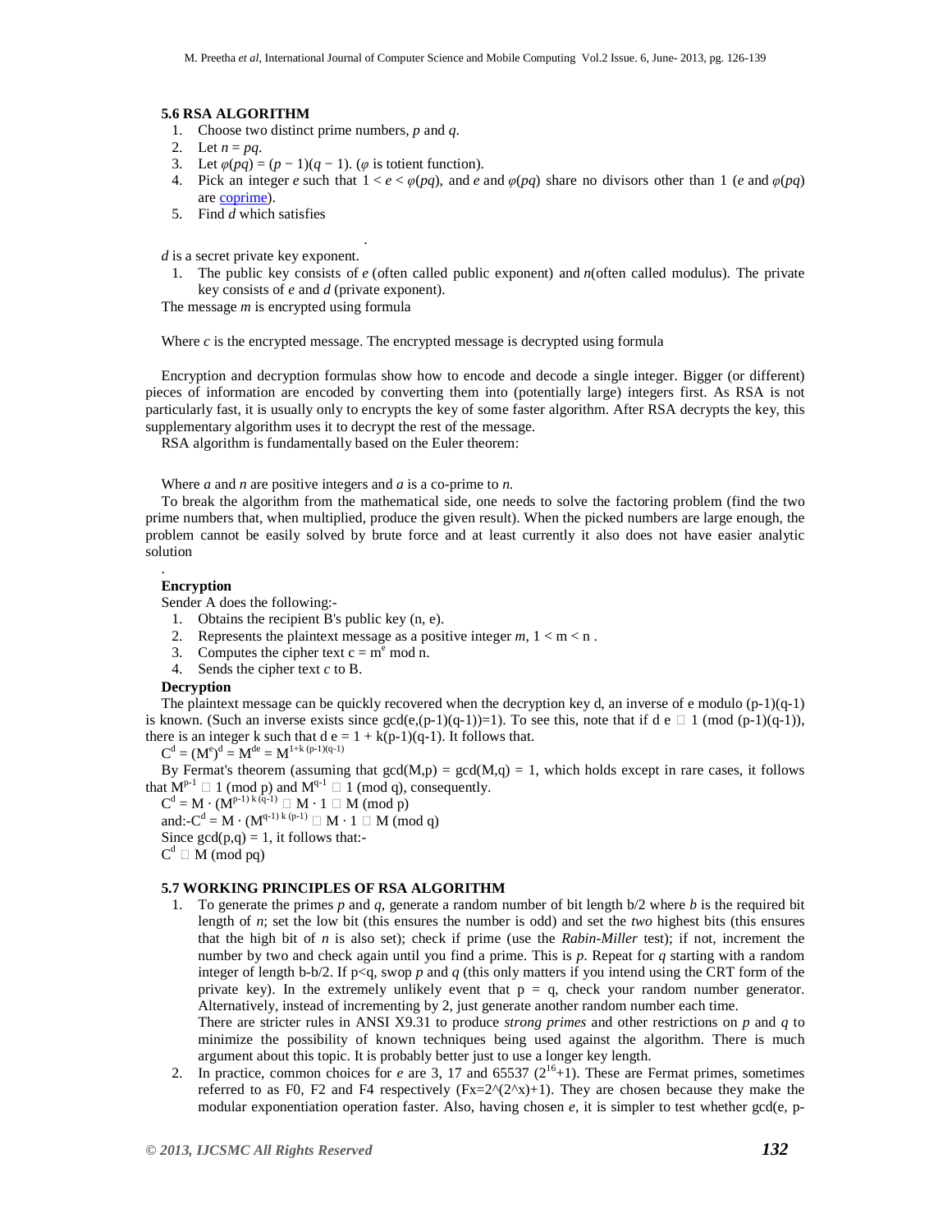### 5.6 RSA ALGORITHM

1. Choose two distinct prime numbers, *p* and *q*.
2. Let $n = pq$.
3. Let $\varphi(pq) = (p - 1)(q - 1)$. ($\varphi$ is totient function).
4. Pick an integer *e* such that $1 < e < \varphi(pq)$, and *e* and $\varphi(pq)$ share no divisors other than 1 (*e* and $\varphi(pq)$ are coprime).
5. Find *d* which satisfies

.

*d* is a secret private key exponent.

1. The public key consists of *e* (often called public exponent) and *n*(often called modulus). The private key consists of *e* and *d* (private exponent).

The message *m* is encrypted using formula

Where *c* is the encrypted message. The encrypted message is decrypted using formula

Encryption and decryption formulas show how to encode and decode a single integer. Bigger (or different) pieces of information are encoded by converting them into (potentially large) integers first. As RSA is not particularly fast, it is usually only to encrypts the key of some faster algorithm. After RSA decrypts the key, this supplementary algorithm uses it to decrypt the rest of the message.

RSA algorithm is fundamentally based on the Euler theorem:

Where *a* and *n* are positive integers and *a* is a co-prime to *n.*

To break the algorithm from the mathematical side, one needs to solve the factoring problem (find the two prime numbers that, when multiplied, produce the given result). When the picked numbers are large enough, the problem cannot be easily solved by brute force and at least currently it also does not have easier analytic solution

.

**Encryption**

Sender A does the following:-

1. Obtains the recipient B's public key (n, e).
2. Represents the plaintext message as a positive integer *m*, $1 < m < n$ .
3. Computes the cipher text $c = m^e \bmod n$.
4. Sends the cipher text *c* to B.

**Decryption**

The plaintext message can be quickly recovered when the decryption key d, an inverse of e modulo (p-1)(q-1) is known. (Such an inverse exists since gcd(e,(p-1)(q-1))=1). To see this, note that if $d\,e \equiv 1 \pmod{(p-1)(q-1)}$, there is an integer k such that $d\,e = 1 + k(p-1)(q-1)$. It follows that.

$C^d = (M^e)^d = M^{de} = M^{1+k\,(p-1)(q-1)}$

By Fermat's theorem (assuming that gcd(M,p) = gcd(M,q) = 1, which holds except in rare cases, it follows that $M^{p-1} \equiv 1 \pmod{p}$ and $M^{q-1} \equiv 1 \pmod{q}$, consequently.

$C^d = M \cdot (M^{p-1)\,k\,(q-1)} \equiv M \cdot 1 \equiv M \pmod{p}$

and:-$C^d = M \cdot (M^{q-1)\,k\,(p-1)} \equiv M \cdot 1 \equiv M \pmod{q}$

Since gcd(p,q) = 1, it follows that:-

$C^d \equiv M \pmod{pq}$

### 5.7 WORKING PRINCIPLES OF RSA ALGORITHM

1. To generate the primes *p* and *q*, generate a random number of bit length b/2 where *b* is the required bit length of *n*; set the low bit (this ensures the number is odd) and set the *two* highest bits (this ensures that the high bit of *n* is also set); check if prime (use the *Rabin-Miller* test); if not, increment the number by two and check again until you find a prime. This is *p*. Repeat for *q* starting with a random integer of length b-b/2. If p<q, swop *p* and *q* (this only matters if you intend using the CRT form of the private key). In the extremely unlikely event that p = q, check your random number generator. Alternatively, instead of incrementing by 2, just generate another random number each time.

   There are stricter rules in ANSI X9.31 to produce *strong primes* and other restrictions on *p* and *q* to minimize the possibility of known techniques being used against the algorithm. There is much argument about this topic. It is probably better just to use a longer key length.
2. In practice, common choices for *e* are 3, 17 and 65537 ($2^{16}+1$). These are Fermat primes, sometimes referred to as F0, F2 and F4 respectively (Fx=2^(2^x)+1). They are chosen because they make the modular exponentiation operation faster. Also, having chosen *e*, it is simpler to test whether gcd(e, p-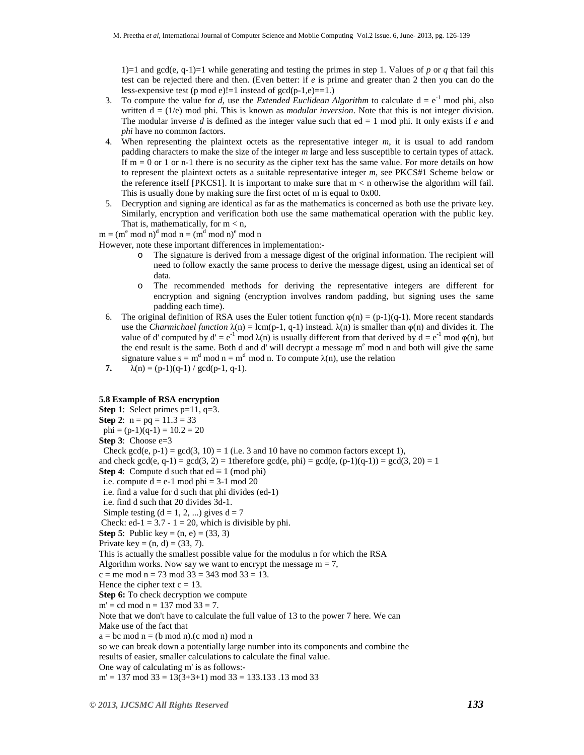1)=1 and gcd(e, q-1)=1 while generating and testing the primes in step 1. Values of *p* or *q* that fail this test can be rejected there and then. (Even better: if *e* is prime and greater than 2 then you can do the less-expensive test (p mod e)!=1 instead of gcd(p-1,e)==1.)

3. To compute the value for *d*, use the *Extended Euclidean Algorithm* to calculate $d = e^{-1}$ mod phi, also written d = (1/e) mod phi. This is known as *modular inversion*. Note that this is not integer division. The modular inverse *d* is defined as the integer value such that ed = 1 mod phi. It only exists if *e* and *phi* have no common factors.
4. When representing the plaintext octets as the representative integer *m*, it is usual to add random padding characters to make the size of the integer *m* large and less susceptible to certain types of attack. If m = 0 or 1 or n-1 there is no security as the cipher text has the same value. For more details on how to represent the plaintext octets as a suitable representative integer *m*, see PKCS#1 Scheme below or the reference itself [PKCS1]. It is important to make sure that m < n otherwise the algorithm will fail. This is usually done by making sure the first octet of m is equal to 0x00.
5. Decryption and signing are identical as far as the mathematics is concerned as both use the private key. Similarly, encryption and verification both use the same mathematical operation with the public key. That is, mathematically, for m < n,

$m = (m^e \bmod n)^d \bmod n = (m^d \bmod n)^e \bmod n$

However, note these important differences in implementation:-

- The signature is derived from a message digest of the original information. The recipient will need to follow exactly the same process to derive the message digest, using an identical set of data.
- The recommended methods for deriving the representative integers are different for encryption and signing (encryption involves random padding, but signing uses the same padding each time).

6. The original definition of RSA uses the Euler totient function $\varphi(n) = (p-1)(q-1)$. More recent standards use the *Charmichael function* $\lambda(n) = \text{lcm}(p-1, q-1)$ instead. $\lambda(n)$ is smaller than $\varphi(n)$ and divides it. The value of d' computed by $d' = e^{-1} \bmod \lambda(n)$ is usually different from that derived by $d = e^{-1} \bmod \varphi(n)$, but the end result is the same. Both d and d' will decrypt a message $m^e$ mod n and both will give the same signature value $s = m^d \bmod n = m^{d'} \bmod n$. To compute $\lambda(n)$, use the relation
7. $\lambda(n) = (p-1)(q-1) / \gcd(p-1, q-1)$.

**5.8 Example of RSA encryption**

**Step 1**: Select primes p=11, q=3.

**Step 2**: n = pq = 11.3 = 33

phi = (p-1)(q-1) = 10.2 = 20

**Step 3**: Choose e=3

Check gcd(e, p-1) = gcd(3, 10) = 1 (i.e. 3 and 10 have no common factors except 1),

and check gcd(e, q-1) = gcd(3, 2) = 1therefore gcd(e, phi) = gcd(e, (p-1)(q-1)) = gcd(3, 20) = 1

**Step 4**: Compute d such that ed ≡ 1 (mod phi)

i.e. compute d = e-1 mod phi = 3-1 mod 20

i.e. find a value for d such that phi divides (ed-1)

i.e. find d such that 20 divides 3d-1.

Simple testing (d = 1, 2, ...) gives d = 7

Check: ed-1 = 3.7 - 1 = 20, which is divisible by phi.

**Step 5**: Public key = (n, e) = (33, 3)

Private key = (n, d) = (33, 7).

This is actually the smallest possible value for the modulus n for which the RSA Algorithm works. Now say we want to encrypt the message m = 7,

c = me mod n = 73 mod 33 = 343 mod 33 = 13.

Hence the cipher text c = 13.

**Step 6:** To check decryption we compute

m' = cd mod n = 137 mod 33 = 7.

Note that we don't have to calculate the full value of 13 to the power 7 here. We can Make use of the fact that

a = bc mod n = (b mod n).(c mod n) mod n

so we can break down a potentially large number into its components and combine the results of easier, smaller calculations to calculate the final value.

One way of calculating m' is as follows:-

m' = 137 mod 33 = 13(3+3+1) mod 33 = 133.133 .13 mod 33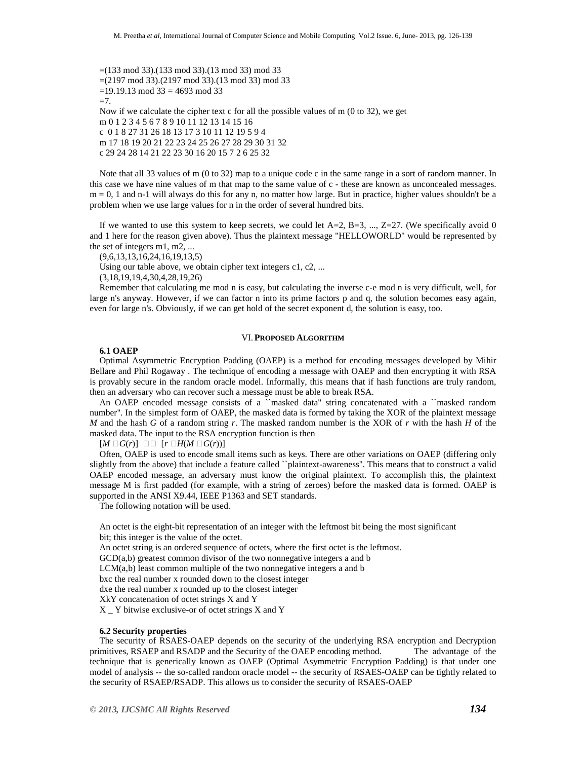=(133 mod 33).(133 mod 33).(13 mod 33) mod 33
=(2197 mod 33).(2197 mod 33).(13 mod 33) mod 33
=19.19.13 mod 33 = 4693 mod 33
=7.

Now if we calculate the cipher text c for all the possible values of m (0 to 32), we get

| | | | | | | | | | | | | | | | | | |
|---|---|---|---|---|---|---|---|---|---|---|---|---|---|---|---|---|---|
| m | 0 | 1 | 2 | 3 | 4 | 5 | 6 | 7 | 8 | 9 | 10 | 11 | 12 | 13 | 14 | 15 | 16 |
| c | 0 | 1 | 8 | 27 | 31 | 26 | 18 | 13 | 17 | 3 | 10 | 11 | 12 | 19 | 5 | 9 | 4 |
| m | 17 | 18 | 19 | 20 | 21 | 22 | 23 | 24 | 25 | 26 | 27 | 28 | 29 | 30 | 31 | 32 | |
| c | 29 | 24 | 28 | 14 | 21 | 22 | 23 | 30 | 16 | 20 | 15 | 7 | 2 | 6 | 25 | 32 | |

Note that all 33 values of m (0 to 32) map to a unique code c in the same range in a sort of random manner. In this case we have nine values of m that map to the same value of c - these are known as unconcealed messages. m = 0, 1 and n-1 will always do this for any n, no matter how large. But in practice, higher values shouldn't be a problem when we use large values for n in the order of several hundred bits.

If we wanted to use this system to keep secrets, we could let A=2, B=3, ..., Z=27. (We specifically avoid 0 and 1 here for the reason given above). Thus the plaintext message "HELLOWORLD" would be represented by the set of integers m1, m2, ...

(9,6,13,13,16,24,16,19,13,5)

Using our table above, we obtain cipher text integers c1, c2, ...

(3,18,19,19,4,30,4,28,19,26)

Remember that calculating me mod n is easy, but calculating the inverse c-e mod n is very difficult, well, for large n's anyway. However, if we can factor n into its prime factors p and q, the solution becomes easy again, even for large n's. Obviously, if we can get hold of the secret exponent d, the solution is easy, too.

## VI. Proposed Algorithm

### 6.1 OAEP

Optimal Asymmetric Encryption Padding (OAEP) is a method for encoding messages developed by Mihir Bellare and Phil Rogaway . The technique of encoding a message with OAEP and then encrypting it with RSA is provably secure in the random oracle model. Informally, this means that if hash functions are truly random, then an adversary who can recover such a message must be able to break RSA.

An OAEP encoded message consists of a ``masked data" string concatenated with a ``masked random number". In the simplest form of OAEP, the masked data is formed by taking the XOR of the plaintext message *M* and the hash *G* of a random string *r*. The masked random number is the XOR of *r* with the hash *H* of the masked data. The input to the RSA encryption function is then

$[M \oplus G(r)] \,\|\, [r \oplus H(M \oplus G(r))]$

Often, OAEP is used to encode small items such as keys. There are other variations on OAEP (differing only slightly from the above) that include a feature called ``plaintext-awareness". This means that to construct a valid OAEP encoded message, an adversary must know the original plaintext. To accomplish this, the plaintext message M is first padded (for example, with a string of zeroes) before the masked data is formed. OAEP is supported in the ANSI X9.44, IEEE P1363 and SET standards.

The following notation will be used.

An octet is the eight-bit representation of an integer with the leftmost bit being the most significant bit; this integer is the value of the octet.

An octet string is an ordered sequence of octets, where the first octet is the leftmost.

GCD(a,b) greatest common divisor of the two nonnegative integers a and b

LCM(a,b) least common multiple of the two nonnegative integers a and b

bxc the real number x rounded down to the closest integer

dxe the real number x rounded up to the closest integer

XkY concatenation of octet strings X and Y

X _ Y bitwise exclusive-or of octet strings X and Y

### 6.2 Security properties

The security of RSAES-OAEP depends on the security of the underlying RSA encryption and Decryption primitives, RSAEP and RSADP and the Security of the OAEP encoding method. The advantage of the technique that is generically known as OAEP (Optimal Asymmetric Encryption Padding) is that under one model of analysis -- the so-called random oracle model -- the security of RSAES-OAEP can be tightly related to the security of RSAEP/RSADP. This allows us to consider the security of RSAES-OAEP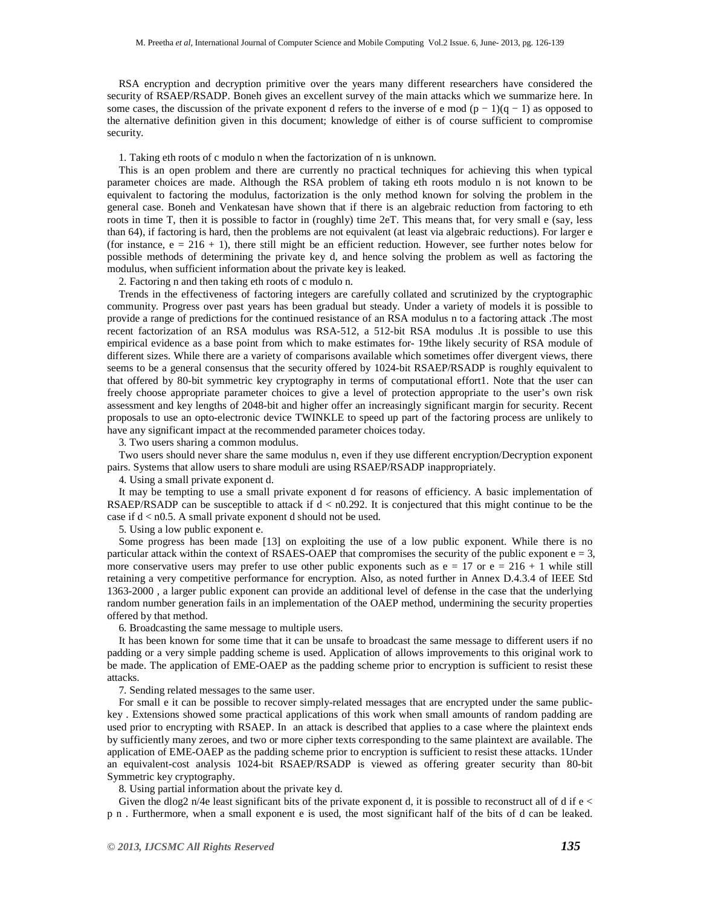RSA encryption and decryption primitive over the years many different researchers have considered the security of RSAEP/RSADP. Boneh gives an excellent survey of the main attacks which we summarize here. In some cases, the discussion of the private exponent d refers to the inverse of e mod $(p - 1)(q - 1)$ as opposed to the alternative definition given in this document; knowledge of either is of course sufficient to compromise security.

1. Taking eth roots of c modulo n when the factorization of n is unknown.

This is an open problem and there are currently no practical techniques for achieving this when typical parameter choices are made. Although the RSA problem of taking eth roots modulo n is not known to be equivalent to factoring the modulus, factorization is the only method known for solving the problem in the general case. Boneh and Venkatesan have shown that if there is an algebraic reduction from factoring to eth roots in time T, then it is possible to factor in (roughly) time 2eT. This means that, for very small e (say, less than 64), if factoring is hard, then the problems are not equivalent (at least via algebraic reductions). For larger e (for instance, e = 216 + 1), there still might be an efficient reduction. However, see further notes below for possible methods of determining the private key d, and hence solving the problem as well as factoring the modulus, when sufficient information about the private key is leaked.

2. Factoring n and then taking eth roots of c modulo n.

Trends in the effectiveness of factoring integers are carefully collated and scrutinized by the cryptographic community. Progress over past years has been gradual but steady. Under a variety of models it is possible to provide a range of predictions for the continued resistance of an RSA modulus n to a factoring attack .The most recent factorization of an RSA modulus was RSA-512, a 512-bit RSA modulus .It is possible to use this empirical evidence as a base point from which to make estimates for- 19the likely security of RSA module of different sizes. While there are a variety of comparisons available which sometimes offer divergent views, there seems to be a general consensus that the security offered by 1024-bit RSAEP/RSADP is roughly equivalent to that offered by 80-bit symmetric key cryptography in terms of computational effort1. Note that the user can freely choose appropriate parameter choices to give a level of protection appropriate to the user's own risk assessment and key lengths of 2048-bit and higher offer an increasingly significant margin for security. Recent proposals to use an opto-electronic device TWINKLE to speed up part of the factoring process are unlikely to have any significant impact at the recommended parameter choices today.

3. Two users sharing a common modulus.

Two users should never share the same modulus n, even if they use different encryption/Decryption exponent pairs. Systems that allow users to share moduli are using RSAEP/RSADP inappropriately.

4. Using a small private exponent d.

It may be tempting to use a small private exponent d for reasons of efficiency. A basic implementation of RSAEP/RSADP can be susceptible to attack if d < n0.292. It is conjectured that this might continue to be the case if d < n0.5. A small private exponent d should not be used.

5. Using a low public exponent e.

Some progress has been made [13] on exploiting the use of a low public exponent. While there is no particular attack within the context of RSAES-OAEP that compromises the security of the public exponent e = 3, more conservative users may prefer to use other public exponents such as e = 17 or e = 216 + 1 while still retaining a very competitive performance for encryption. Also, as noted further in Annex D.4.3.4 of IEEE Std 1363-2000 , a larger public exponent can provide an additional level of defense in the case that the underlying random number generation fails in an implementation of the OAEP method, undermining the security properties offered by that method.

6. Broadcasting the same message to multiple users.

It has been known for some time that it can be unsafe to broadcast the same message to different users if no padding or a very simple padding scheme is used. Application of allows improvements to this original work to be made. The application of EME-OAEP as the padding scheme prior to encryption is sufficient to resist these attacks.

7. Sending related messages to the same user.

For small e it can be possible to recover simply-related messages that are encrypted under the same public-key . Extensions showed some practical applications of this work when small amounts of random padding are used prior to encrypting with RSAEP. In an attack is described that applies to a case where the plaintext ends by sufficiently many zeroes, and two or more cipher texts corresponding to the same plaintext are available. The application of EME-OAEP as the padding scheme prior to encryption is sufficient to resist these attacks. 1Under an equivalent-cost analysis 1024-bit RSAEP/RSADP is viewed as offering greater security than 80-bit Symmetric key cryptography.

8. Using partial information about the private key d.

Given the dlog2 n/4e least significant bits of the private exponent d, it is possible to reconstruct all of d if e < p n . Furthermore, when a small exponent e is used, the most significant half of the bits of d can be leaked.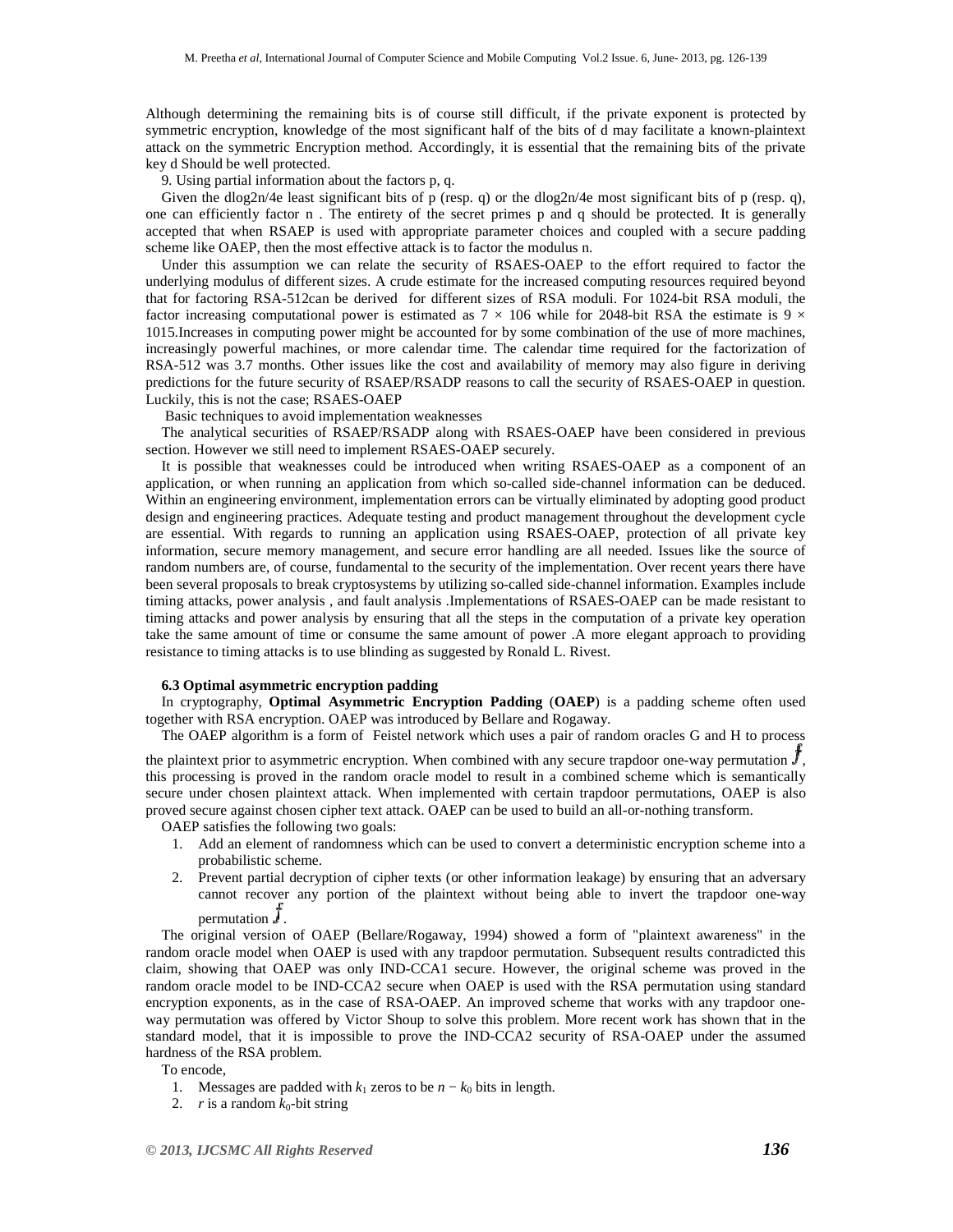Although determining the remaining bits is of course still difficult, if the private exponent is protected by symmetric encryption, knowledge of the most significant half of the bits of d may facilitate a known-plaintext attack on the symmetric Encryption method. Accordingly, it is essential that the remaining bits of the private key d Should be well protected.

9. Using partial information about the factors p, q.

Given the dlog2n/4e least significant bits of p (resp. q) or the dlog2n/4e most significant bits of p (resp. q), one can efficiently factor n . The entirety of the secret primes p and q should be protected. It is generally accepted that when RSAEP is used with appropriate parameter choices and coupled with a secure padding scheme like OAEP, then the most effective attack is to factor the modulus n.

Under this assumption we can relate the security of RSAES-OAEP to the effort required to factor the underlying modulus of different sizes. A crude estimate for the increased computing resources required beyond that for factoring RSA-512can be derived for different sizes of RSA moduli. For 1024-bit RSA moduli, the factor increasing computational power is estimated as $7 \times 106$ while for 2048-bit RSA the estimate is $9 \times 1015$.Increases in computing power might be accounted for by some combination of the use of more machines, increasingly powerful machines, or more calendar time. The calendar time required for the factorization of RSA-512 was 3.7 months. Other issues like the cost and availability of memory may also figure in deriving predictions for the future security of RSAEP/RSADP reasons to call the security of RSAES-OAEP in question. Luckily, this is not the case; RSAES-OAEP

Basic techniques to avoid implementation weaknesses

The analytical securities of RSAEP/RSADP along with RSAES-OAEP have been considered in previous section. However we still need to implement RSAES-OAEP securely.

It is possible that weaknesses could be introduced when writing RSAES-OAEP as a component of an application, or when running an application from which so-called side-channel information can be deduced. Within an engineering environment, implementation errors can be virtually eliminated by adopting good product design and engineering practices. Adequate testing and product management throughout the development cycle are essential. With regards to running an application using RSAES-OAEP, protection of all private key information, secure memory management, and secure error handling are all needed. Issues like the source of random numbers are, of course, fundamental to the security of the implementation. Over recent years there have been several proposals to break cryptosystems by utilizing so-called side-channel information. Examples include timing attacks, power analysis , and fault analysis .Implementations of RSAES-OAEP can be made resistant to timing attacks and power analysis by ensuring that all the steps in the computation of a private key operation take the same amount of time or consume the same amount of power .A more elegant approach to providing resistance to timing attacks is to use blinding as suggested by Ronald L. Rivest.

### 6.3 Optimal asymmetric encryption padding

In cryptography, **Optimal Asymmetric Encryption Padding** (**OAEP**) is a padding scheme often used together with RSA encryption. OAEP was introduced by Bellare and Rogaway.

The OAEP algorithm is a form of Feistel network which uses a pair of random oracles G and H to process the plaintext prior to asymmetric encryption. When combined with any secure trapdoor one-way permutation $f$, this processing is proved in the random oracle model to result in a combined scheme which is semantically secure under chosen plaintext attack. When implemented with certain trapdoor permutations, OAEP is also proved secure against chosen cipher text attack. OAEP can be used to build an all-or-nothing transform.

OAEP satisfies the following two goals:

1. Add an element of randomness which can be used to convert a deterministic encryption scheme into a probabilistic scheme.
2. Prevent partial decryption of cipher texts (or other information leakage) by ensuring that an adversary cannot recover any portion of the plaintext without being able to invert the trapdoor one-way permutation $f$.

The original version of OAEP (Bellare/Rogaway, 1994) showed a form of "plaintext awareness" in the random oracle model when OAEP is used with any trapdoor permutation. Subsequent results contradicted this claim, showing that OAEP was only IND-CCA1 secure. However, the original scheme was proved in the random oracle model to be IND-CCA2 secure when OAEP is used with the RSA permutation using standard encryption exponents, as in the case of RSA-OAEP. An improved scheme that works with any trapdoor one-way permutation was offered by Victor Shoup to solve this problem. More recent work has shown that in the standard model, that it is impossible to prove the IND-CCA2 security of RSA-OAEP under the assumed hardness of the RSA problem.

To encode,

1. Messages are padded with $k_1$ zeros to be $n - k_0$ bits in length.
2. $r$ is a random $k_0$-bit string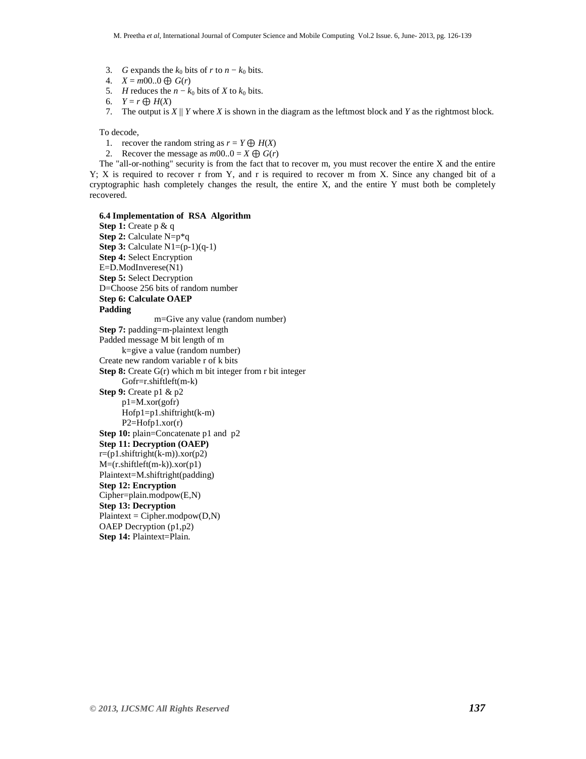3. $G$ expands the $k_0$ bits of $r$ to $n - k_0$ bits.
4. $X = m00..0 \oplus G(r)$
5. $H$ reduces the $n - k_0$ bits of $X$ to $k_0$ bits.
6. $Y = r \oplus H(X)$
7. The output is $X \| Y$ where $X$ is shown in the diagram as the leftmost block and $Y$ as the rightmost block.

To decode,

1. recover the random string as $r = Y \oplus H(X)$
2. Recover the message as $m00..0 = X \oplus G(r)$

The "all-or-nothing" security is from the fact that to recover m, you must recover the entire X and the entire Y; X is required to recover r from Y, and r is required to recover m from X. Since any changed bit of a cryptographic hash completely changes the result, the entire X, and the entire Y must both be completely recovered.

### 6.4 Implementation of RSA Algorithm

**Step 1:** Create p & q
**Step 2:** Calculate N=p*q
**Step 3:** Calculate N1=(p-1)(q-1)
**Step 4:** Select Encryption
E=D.ModInverese(N1)
**Step 5:** Select Decryption
D=Choose 256 bits of random number
**Step 6: Calculate OAEP Padding**
m=Give any value (random number)
**Step 7:** padding=m-plaintext length
Padded message M bit length of m
k=give a value (random number)
Create new random variable r of k bits
**Step 8:** Create G(r) which m bit integer from r bit integer
Gofr=r.shiftleft(m-k)
**Step 9:** Create p1 & p2
p1=M.xor(gofr)
Hofp1=p1.shiftright(k-m)
P2=Hofp1.xor(r)
**Step 10:** plain=Concatenate p1 and p2
**Step 11: Decryption (OAEP)**
r=(p1.shiftright(k-m)).xor(p2)
M=(r.shiftleft(m-k)).xor(p1)
Plaintext=M.shiftright(padding)
**Step 12: Encryption**
Cipher=plain.modpow(E,N)
**Step 13: Decryption**
Plaintext = Cipher.modpow(D,N)
OAEP Decryption (p1,p2)
**Step 14:** Plaintext=Plain.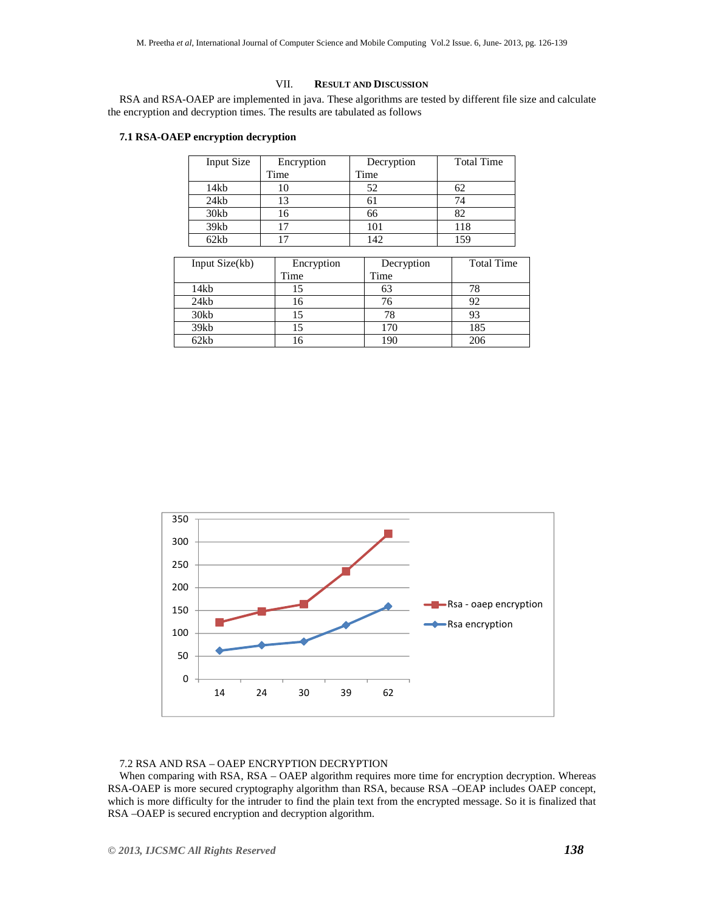## VII. RESULT AND DISCUSSION

RSA and RSA-OAEP are implemented in java. These algorithms are tested by different file size and calculate the encryption and decryption times. The results are tabulated as follows

### 7.1 RSA-OAEP encryption decryption

| Input Size | Encryption Time | Decryption Time | Total Time |
|---|---|---|---|
| 14kb | 10 | 52 | 62 |
| 24kb | 13 | 61 | 74 |
| 30kb | 16 | 66 | 82 |
| 39kb | 17 | 101 | 118 |
| 62kb | 17 | 142 | 159 |

| Input Size(kb) | Encryption Time | Decryption Time | Total Time |
|---|---|---|---|
| 14kb | 15 | 63 | 78 |
| 24kb | 16 | 76 | 92 |
| 30kb | 15 | 78 | 93 |
| 39kb | 15 | 170 | 185 |
| 62kb | 16 | 190 | 206 |

350
300
250
200
150
100
50
0
14
24
30
39
62
Rsa - oaep encryption
Rsa encryption

7.2 RSA AND RSA – OAEP ENCRYPTION DECRYPTION

When comparing with RSA, RSA – OAEP algorithm requires more time for encryption decryption. Whereas RSA-OAEP is more secured cryptography algorithm than RSA, because RSA –OEAP includes OAEP concept, which is more difficulty for the intruder to find the plain text from the encrypted message. So it is finalized that RSA –OAEP is secured encryption and decryption algorithm.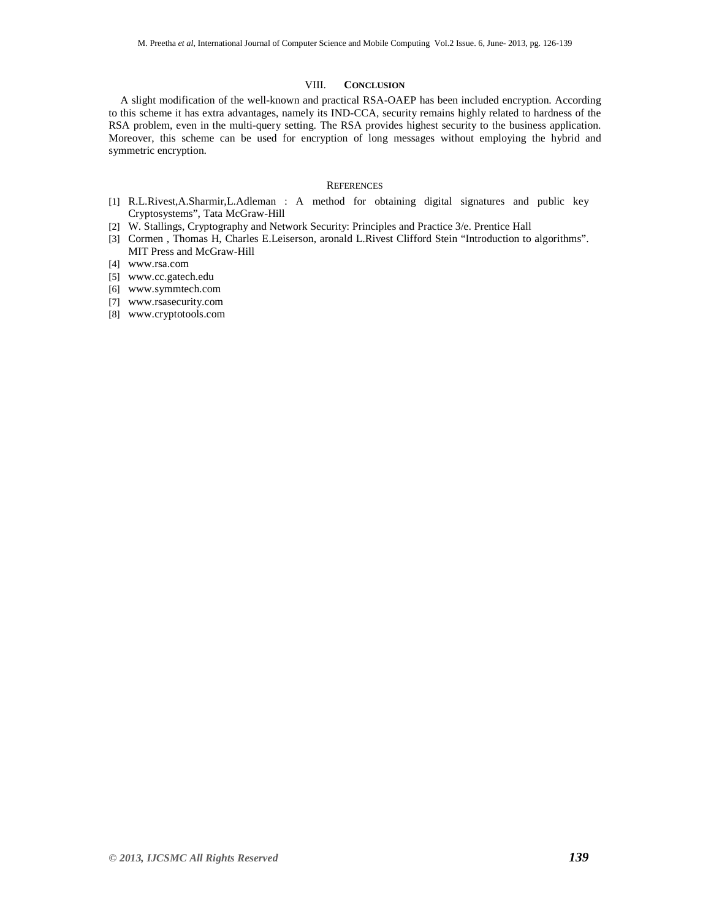## VIII. CONCLUSION

A slight modification of the well-known and practical RSA-OAEP has been included encryption. According to this scheme it has extra advantages, namely its IND-CCA, security remains highly related to hardness of the RSA problem, even in the multi-query setting. The RSA provides highest security to the business application. Moreover, this scheme can be used for encryption of long messages without employing the hybrid and symmetric encryption.

## REFERENCES

[1] R.L.Rivest,A.Sharmir,L.Adleman : A method for obtaining digital signatures and public key Cryptosystems", Tata McGraw-Hill

[2] W. Stallings, Cryptography and Network Security: Principles and Practice 3/e. Prentice Hall

[3] Cormen , Thomas H, Charles E.Leiserson, aronald L.Rivest Clifford Stein "Introduction to algorithms". MIT Press and McGraw-Hill

[4] www.rsa.com

[5] www.cc.gatech.edu

[6] www.symmtech.com

[7] www.rsasecurity.com

[8] www.cryptotools.com